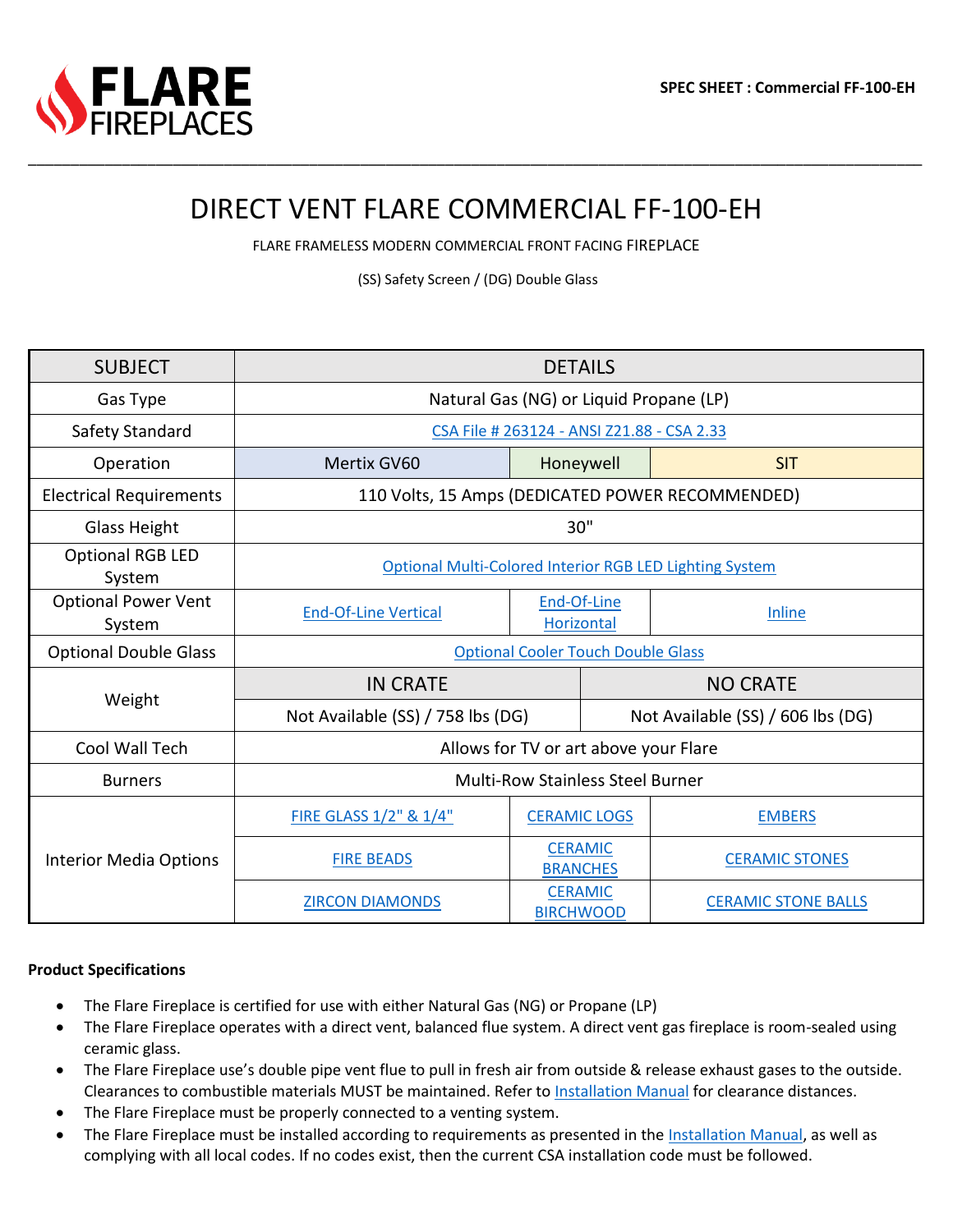FLARE FIREPLACES

**SPEC SHEET : Commercial FF-100-EH**

# DIRECT VENT FLARE COMMERCIAL FF-100-EH

FLARE FRAMELESS MODERN COMMERCIAL FRONT FACING FIREPLACE

(SS) Safety Screen / (DG) Double Glass

| SUBJECT | DETAILS | | |
|---|---|---|---|
| Gas Type | Natural Gas (NG) or Liquid Propane (LP) | | |
| Safety Standard | CSA File # 263124 - ANSI Z21.88 - CSA 2.33 | | |
| Operation | Mertix GV60 | Honeywell | SIT |
| Electrical Requirements | 110 Volts, 15 Amps (DEDICATED POWER RECOMMENDED) | | |
| Glass Height | 30" | | |
| Optional RGB LED System | Optional Multi-Colored Interior RGB LED Lighting System | | |
| Optional Power Vent System | End-Of-Line Vertical | End-Of-Line Horizontal | Inline |
| Optional Double Glass | Optional Cooler Touch Double Glass | | |
| Weight | IN CRATE | NO CRATE | |
| | Not Available (SS) / 758 lbs (DG) | Not Available (SS) / 606 lbs (DG) | |
| Cool Wall Tech | Allows for TV or art above your Flare | | |
| Burners | Multi-Row Stainless Steel Burner | | |
| Interior Media Options | FIRE GLASS 1/2" & 1/4" | CERAMIC LOGS | EMBERS |
| | FIRE BEADS | CERAMIC BRANCHES | CERAMIC STONES |
| | ZIRCON DIAMONDS | CERAMIC BIRCHWOOD | CERAMIC STONE BALLS |

**Product Specifications**

- The Flare Fireplace is certified for use with either Natural Gas (NG) or Propane (LP)
- The Flare Fireplace operates with a direct vent, balanced flue system. A direct vent gas fireplace is room-sealed using ceramic glass.
- The Flare Fireplace use's double pipe vent flue to pull in fresh air from outside & release exhaust gases to the outside. Clearances to combustible materials MUST be maintained. Refer to Installation Manual for clearance distances.
- The Flare Fireplace must be properly connected to a venting system.
- The Flare Fireplace must be installed according to requirements as presented in the Installation Manual, as well as complying with all local codes. If no codes exist, then the current CSA installation code must be followed.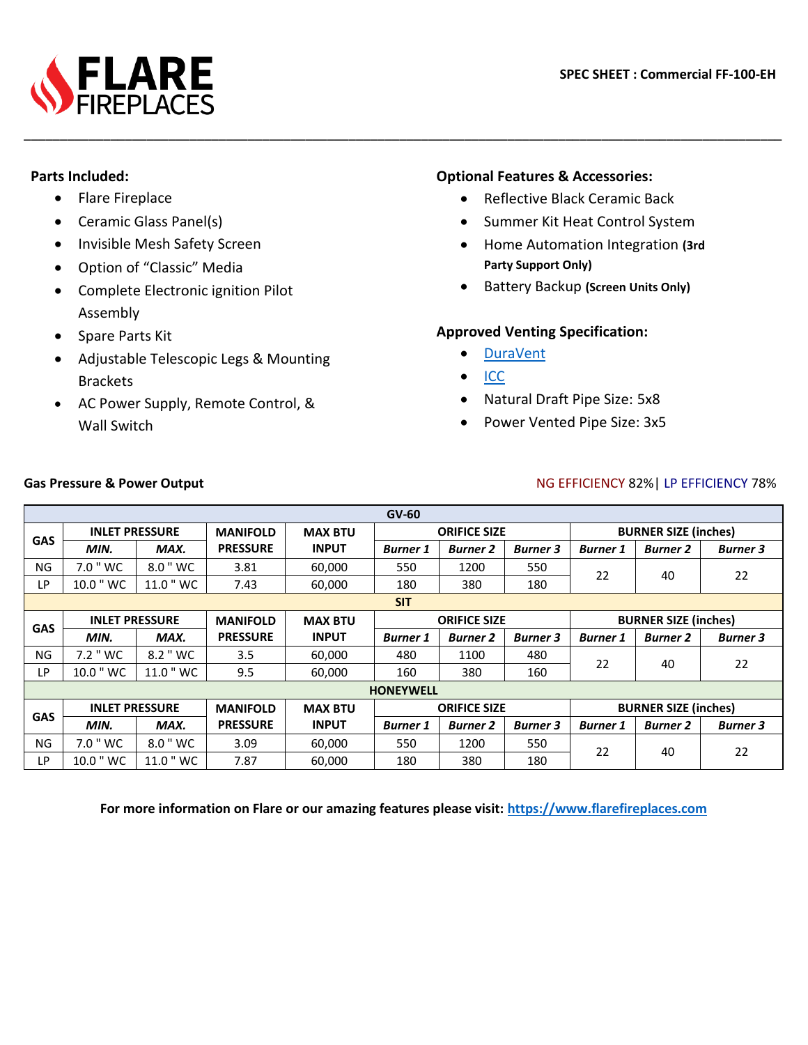**FLARE FIREPLACES**

**SPEC SHEET : Commercial FF-100-EH**

## Parts Included:

- Flare Fireplace
- Ceramic Glass Panel(s)
- Invisible Mesh Safety Screen
- Option of "Classic" Media
- Complete Electronic ignition Pilot Assembly
- Spare Parts Kit
- Adjustable Telescopic Legs & Mounting Brackets
- AC Power Supply, Remote Control, & Wall Switch

## Optional Features & Accessories:

- Reflective Black Ceramic Back
- Summer Kit Heat Control System
- Home Automation Integration **(3rd Party Support Only)**
- Battery Backup **(Screen Units Only)**

## Approved Venting Specification:

- DuraVent
- ICC
- Natural Draft Pipe Size: 5x8
- Power Vented Pipe Size: 3x5

**Gas Pressure & Power Output**

NG EFFICIENCY 82%| LP EFFICIENCY 78%

| GAS | INLET PRESSURE | | MANIFOLD PRESSURE | MAX BTU INPUT | ORIFICE SIZE | | | BURNER SIZE (inches) | | |
|---|---|---|---|---|---|---|---|---|---|---|
| **GV-60** | | | | | | | | | | |
| | *MIN.* | *MAX.* | | | *Burner 1* | *Burner 2* | *Burner 3* | *Burner 1* | *Burner 2* | *Burner 3* |
| NG | 7.0 " WC | 8.0 " WC | 3.81 | 60,000 | 550 | 1200 | 550 | 22 | 40 | 22 |
| LP | 10.0 " WC | 11.0 " WC | 7.43 | 60,000 | 180 | 380 | 180 | | | |
| **SIT** | | | | | | | | | | |
| | *MIN.* | *MAX.* | | | *Burner 1* | *Burner 2* | *Burner 3* | *Burner 1* | *Burner 2* | *Burner 3* |
| NG | 7.2 " WC | 8.2 " WC | 3.5 | 60,000 | 480 | 1100 | 480 | 22 | 40 | 22 |
| LP | 10.0 " WC | 11.0 " WC | 9.5 | 60,000 | 160 | 380 | 160 | | | |
| **HONEYWELL** | | | | | | | | | | |
| | *MIN.* | *MAX.* | | | *Burner 1* | *Burner 2* | *Burner 3* | *Burner 1* | *Burner 2* | *Burner 3* |
| NG | 7.0 " WC | 8.0 " WC | 3.09 | 60,000 | 550 | 1200 | 550 | 22 | 40 | 22 |
| LP | 10.0 " WC | 11.0 " WC | 7.87 | 60,000 | 180 | 380 | 180 | | | |

**For more information on Flare or our amazing features please visit: https://www.flarefireplaces.com**